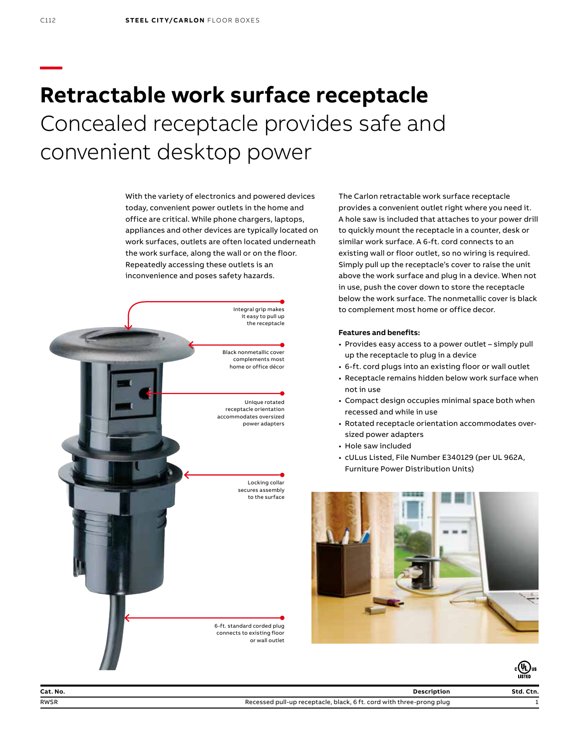# Retractable work surface receptacle

## Concealed receptacle provides safe and convenient desktop power

With the variety of electronics and powered devices today, convenient power outlets in the home and office are critical. While phone chargers, laptops, appliances and other devices are typically located on work surfaces, outlets are often located underneath the work surface, along the wall or on the floor. Repeatedly accessing these outlets is an inconvenience and poses safety hazards.

Integral grip makes it easy to pull up the receptacle

Black nonmetallic cover complements most home or office décor

Unique rotated receptacle orientation accommodates oversized power adapters

Locking collar secures assembly to the surface

6-ft. standard corded plug connects to existing floor or wall outlet

The Carlon retractable work surface receptacle provides a convenient outlet right where you need it. A hole saw is included that attaches to your power drill to quickly mount the receptacle in a counter, desk or similar work surface. A 6-ft. cord connects to an existing wall or floor outlet, so no wiring is required. Simply pull up the receptacle's cover to raise the unit above the work surface and plug in a device. When not in use, push the cover down to store the receptacle below the work surface. The nonmetallic cover is black to complement most home or office decor.

**Features and benefits:**

- Provides easy access to a power outlet – simply pull up the receptacle to plug in a device
- 6-ft. cord plugs into an existing floor or wall outlet
- Receptacle remains hidden below work surface when not in use
- Compact design occupies minimal space both when recessed and while in use
- Rotated receptacle orientation accommodates over-sized power adapters
- Hole saw included
- cULus Listed, File Number E340129 (per UL 962A, Furniture Power Distribution Units)

| Cat. No. | Description | Std. Ctn. |
|---|---|---|
| RWSR | Recessed pull-up receptacle, black, 6 ft. cord with three-prong plug | 1 |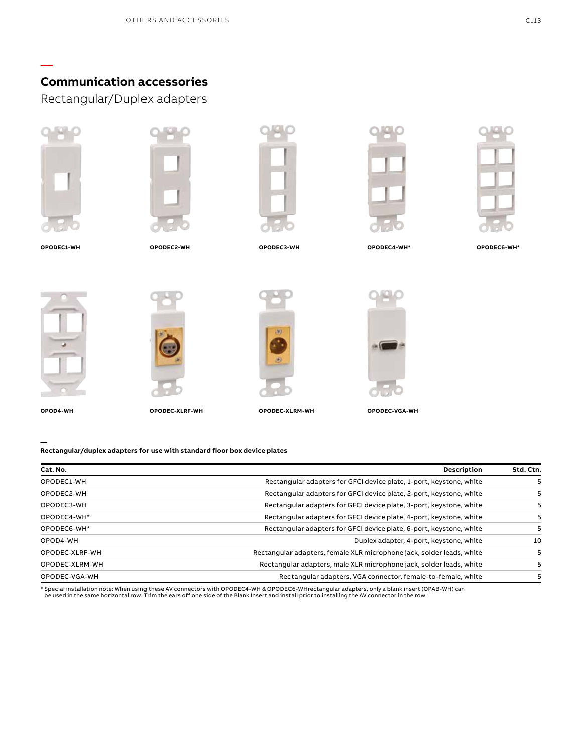## Communication accessories

Rectangular/Duplex adapters

OPODEC1-WH

OPODEC2-WH

OPODEC3-WH

OPODEC4-WH*

OPODEC6-WH*

OPOD4-WH

OPODEC-XLRF-WH

OPODEC-XLRM-WH

OPODEC-VGA-WH

**Rectangular/duplex adapters for use with standard floor box device plates**

| Cat. No. | Description | Std. Ctn. |
|---|---|---|
| OPODEC1-WH | Rectangular adapters for GFCI device plate, 1-port, keystone, white | 5 |
| OPODEC2-WH | Rectangular adapters for GFCI device plate, 2-port, keystone, white | 5 |
| OPODEC3-WH | Rectangular adapters for GFCI device plate, 3-port, keystone, white | 5 |
| OPODEC4-WH* | Rectangular adapters for GFCI device plate, 4-port, keystone, white | 5 |
| OPODEC6-WH* | Rectangular adapters for GFCI device plate, 6-port, keystone, white | 5 |
| OPOD4-WH | Duplex adapter, 4-port, keystone, white | 10 |
| OPODEC-XLRF-WH | Rectangular adapters, female XLR microphone jack, solder leads, white | 5 |
| OPODEC-XLRM-WH | Rectangular adapters, male XLR microphone jack, solder leads, white | 5 |
| OPODEC-VGA-WH | Rectangular adapters, VGA connector, female-to-female, white | 5 |

* Special installation note: When using these AV connectors with OPODEC4-WH & OPODEC6-WHrectangular adapters, only a blank insert (OPAB-WH) can be used in the same horizontal row. Trim the ears off one side of the Blank Insert and install prior to installing the AV connector in the row.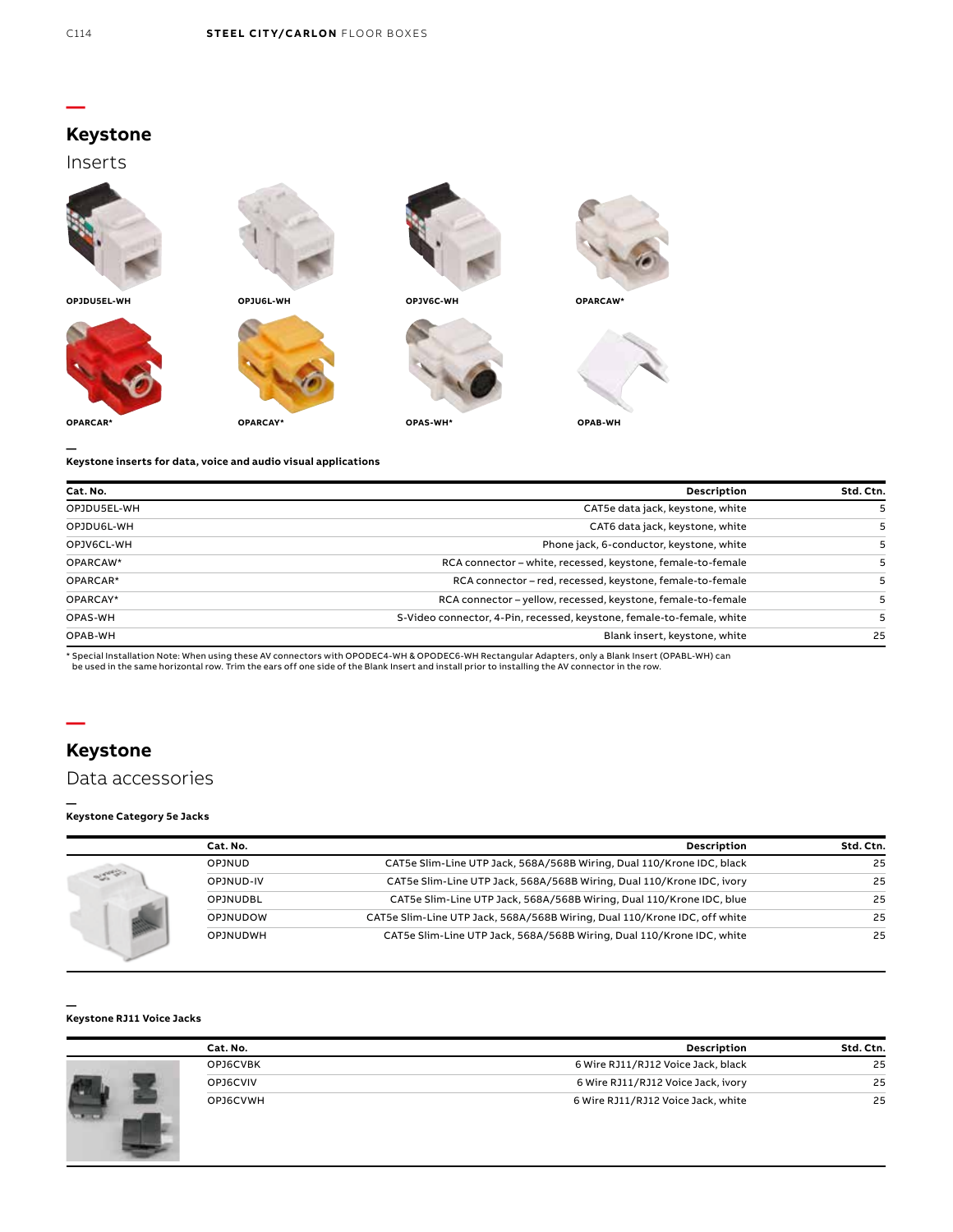# Keystone

## Inserts

OPJDU5EL-WH

OPJU6L-WH

OPJV6C-WH

OPARCAW*

OPARCAR*

OPARCAY*

OPAS-WH*

OPAB-WH

### Keystone inserts for data, voice and audio visual applications

| Cat. No. | Description | Std. Ctn. |
|---|---|---|
| OPJDU5EL-WH | CAT5e data jack, keystone, white | 5 |
| OPJDU6L-WH | CAT6 data jack, keystone, white | 5 |
| OPJV6CL-WH | Phone jack, 6-conductor, keystone, white | 5 |
| OPARCAW* | RCA connector – white, recessed, keystone, female-to-female | 5 |
| OPARCAR* | RCA connector – red, recessed, keystone, female-to-female | 5 |
| OPARCAY* | RCA connector – yellow, recessed, keystone, female-to-female | 5 |
| OPAS-WH | S-Video connector, 4-Pin, recessed, keystone, female-to-female, white | 5 |
| OPAB-WH | Blank insert, keystone, white | 25 |

* Special Installation Note: When using these AV connectors with OPODEC4-WH & OPODEC6-WH Rectangular Adapters, only a Blank Insert (OPABL-WH) can be used in the same horizontal row. Trim the ears off one side of the Blank Insert and install prior to installing the AV connector in the row.

# Keystone

## Data accessories

### Keystone Category 5e Jacks

| Cat. No. | Description | Std. Ctn. |
|---|---|---|
| OPJNUD | CAT5e Slim-Line UTP Jack, 568A/568B Wiring, Dual 110/Krone IDC, black | 25 |
| OPJNUD-IV | CAT5e Slim-Line UTP Jack, 568A/568B Wiring, Dual 110/Krone IDC, ivory | 25 |
| OPJNUDBL | CAT5e Slim-Line UTP Jack, 568A/568B Wiring, Dual 110/Krone IDC, blue | 25 |
| OPJNUDOW | CAT5e Slim-Line UTP Jack, 568A/568B Wiring, Dual 110/Krone IDC, off white | 25 |
| OPJNUDWH | CAT5e Slim-Line UTP Jack, 568A/568B Wiring, Dual 110/Krone IDC, white | 25 |

### Keystone RJ11 Voice Jacks

| Cat. No. | Description | Std. Ctn. |
|---|---|---|
| OPJ6CVBK | 6 Wire RJ11/RJ12 Voice Jack, black | 25 |
| OPJ6CVIV | 6 Wire RJ11/RJ12 Voice Jack, ivory | 25 |
| OPJ6CVWH | 6 Wire RJ11/RJ12 Voice Jack, white | 25 |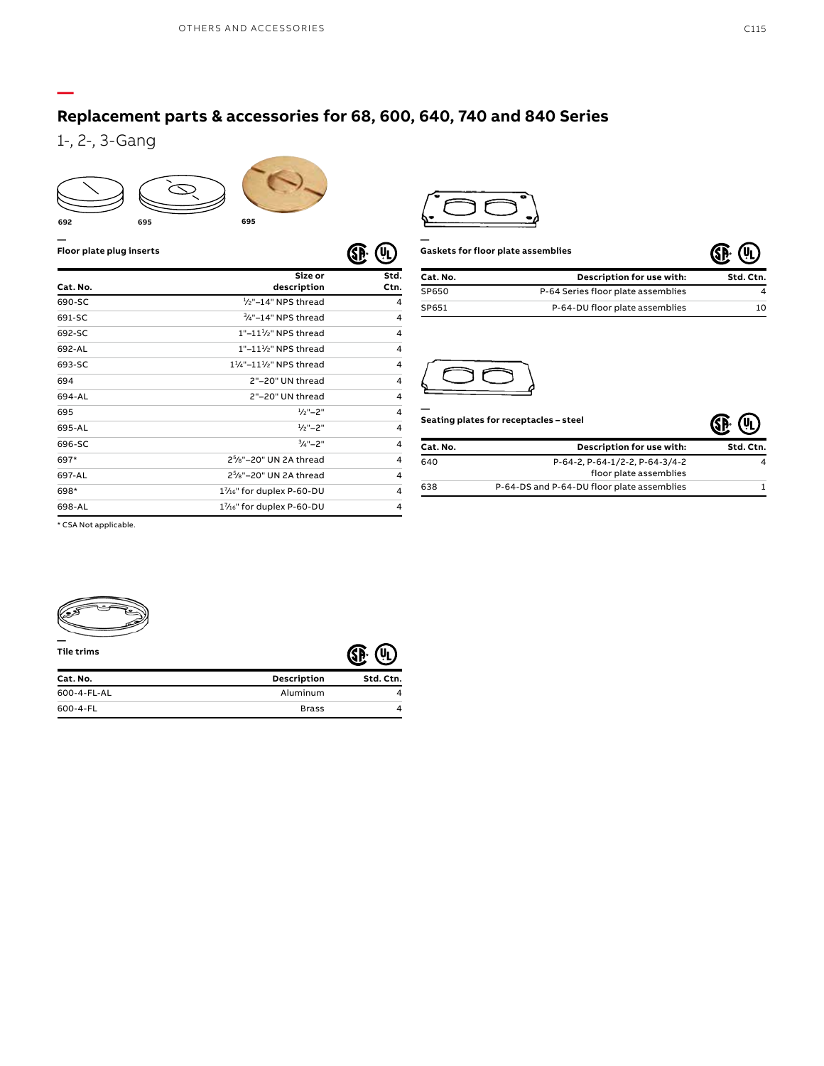## Replacement parts & accessories for 68, 600, 640, 740 and 840 Series

1-, 2-, 3-Gang

692 695 695

**Floor plate plug inserts**

| Cat. No. | Size or description | Std. Ctn. |
|---|---|---|
| 690-SC | ½"–14" NPS thread | 4 |
| 691-SC | ¾"–14" NPS thread | 4 |
| 692-SC | 1"–11½" NPS thread | 4 |
| 692-AL | 1"–11½" NPS thread | 4 |
| 693-SC | 1¼"–11½" NPS thread | 4 |
| 694 | 2"–20" UN thread | 4 |
| 694-AL | 2"–20" UN thread | 4 |
| 695 | ½"–2" | 4 |
| 695-AL | ½"–2" | 4 |
| 696-SC | ¾"–2" | 4 |
| 697* | 2⅝"–20" UN 2A thread | 4 |
| 697-AL | 2⅝"–20" UN 2A thread | 4 |
| 698* | 1 7/16" for duplex P-60-DU | 4 |
| 698-AL | 1 7/16" for duplex P-60-DU | 4 |

\* CSA Not applicable.

**Tile trims**

| Cat. No. | Description | Std. Ctn. |
|---|---|---|
| 600-4-FL-AL | Aluminum | 4 |
| 600-4-FL | Brass | 4 |

**Gaskets for floor plate assemblies**

| Cat. No. | Description for use with: | Std. Ctn. |
|---|---|---|
| SP650 | P-64 Series floor plate assemblies | 4 |
| SP651 | P-64-DU floor plate assemblies | 10 |

**Seating plates for receptacles – steel**

| Cat. No. | Description for use with: | Std. Ctn. |
|---|---|---|
| 640 | P-64-2, P-64-1/2-2, P-64-3/4-2 floor plate assemblies | 4 |
| 638 | P-64-DS and P-64-DU floor plate assemblies | 1 |